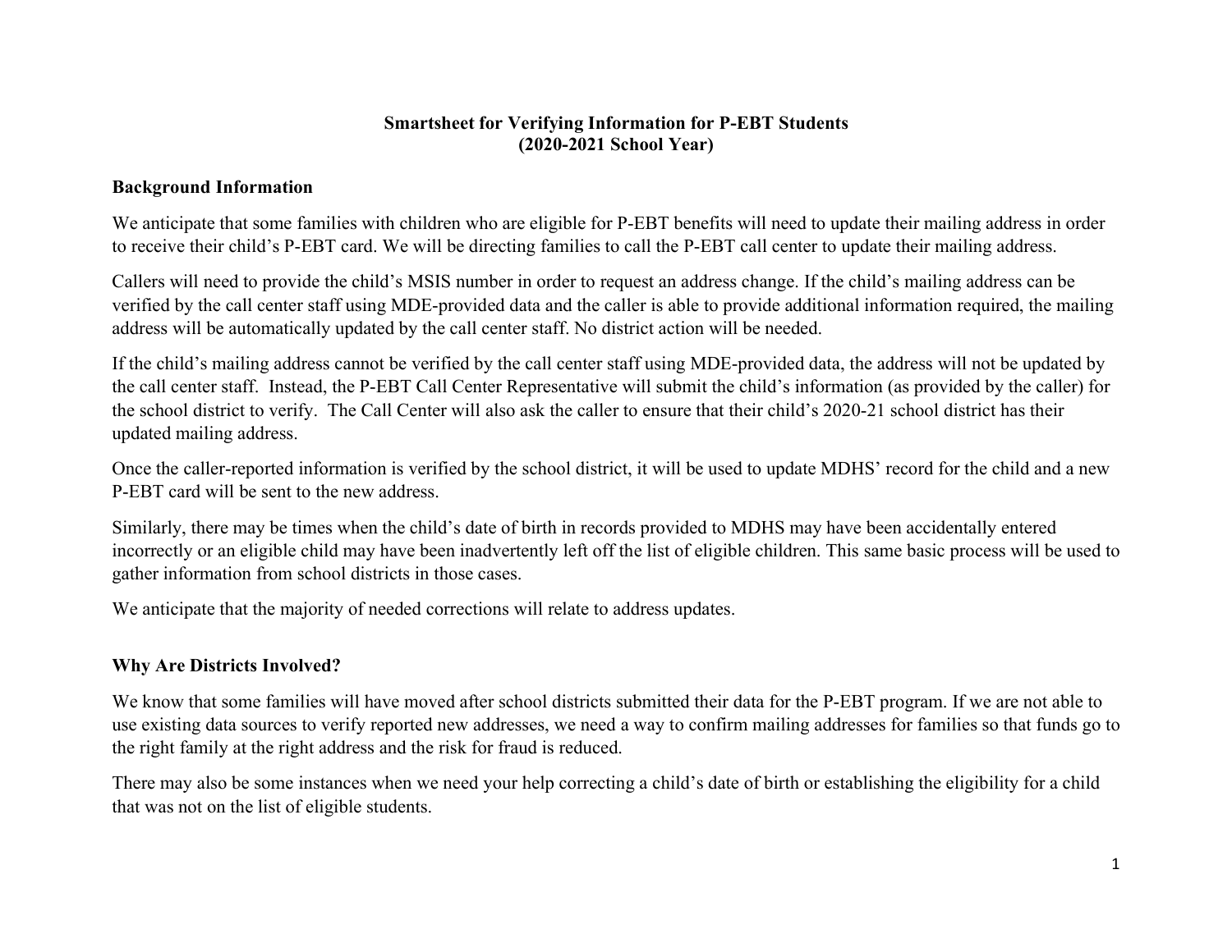# Smartsheet for Verifying Information for P-EBT Students
# (2020-2021 School Year)

## Background Information

We anticipate that some families with children who are eligible for P-EBT benefits will need to update their mailing address in order to receive their child's P-EBT card. We will be directing families to call the P-EBT call center to update their mailing address.

Callers will need to provide the child's MSIS number in order to request an address change. If the child's mailing address can be verified by the call center staff using MDE-provided data and the caller is able to provide additional information required, the mailing address will be automatically updated by the call center staff. No district action will be needed.

If the child's mailing address cannot be verified by the call center staff using MDE-provided data, the address will not be updated by the call center staff. Instead, the P-EBT Call Center Representative will submit the child's information (as provided by the caller) for the school district to verify. The Call Center will also ask the caller to ensure that their child's 2020-21 school district has their updated mailing address.

Once the caller-reported information is verified by the school district, it will be used to update MDHS' record for the child and a new P-EBT card will be sent to the new address.

Similarly, there may be times when the child's date of birth in records provided to MDHS may have been accidentally entered incorrectly or an eligible child may have been inadvertently left off the list of eligible children. This same basic process will be used to gather information from school districts in those cases.

We anticipate that the majority of needed corrections will relate to address updates.

## Why Are Districts Involved?

We know that some families will have moved after school districts submitted their data for the P-EBT program. If we are not able to use existing data sources to verify reported new addresses, we need a way to confirm mailing addresses for families so that funds go to the right family at the right address and the risk for fraud is reduced.

There may also be some instances when we need your help correcting a child's date of birth or establishing the eligibility for a child that was not on the list of eligible students.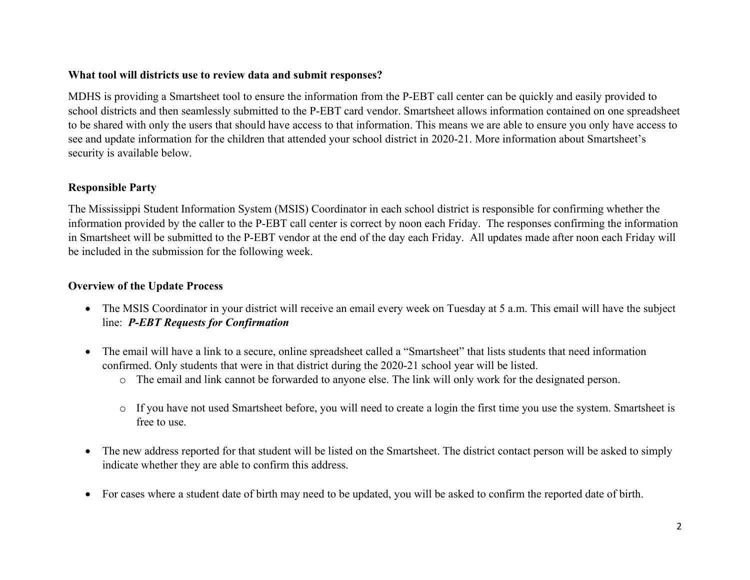### What tool will districts use to review data and submit responses?

MDHS is providing a Smartsheet tool to ensure the information from the P-EBT call center can be quickly and easily provided to school districts and then seamlessly submitted to the P-EBT card vendor. Smartsheet allows information contained on one spreadsheet to be shared with only the users that should have access to that information. This means we are able to ensure you only have access to see and update information for the children that attended your school district in 2020-21. More information about Smartsheet's security is available below.

### Responsible Party

The Mississippi Student Information System (MSIS) Coordinator in each school district is responsible for confirming whether the information provided by the caller to the P-EBT call center is correct by noon each Friday. The responses confirming the information in Smartsheet will be submitted to the P-EBT vendor at the end of the day each Friday. All updates made after noon each Friday will be included in the submission for the following week.

### Overview of the Update Process

- The MSIS Coordinator in your district will receive an email every week on Tuesday at 5 a.m. This email will have the subject line: ***P-EBT Requests for Confirmation***

- The email will have a link to a secure, online spreadsheet called a "Smartsheet" that lists students that need information confirmed. Only students that were in that district during the 2020-21 school year will be listed.
    - The email and link cannot be forwarded to anyone else. The link will only work for the designated person.
    - If you have not used Smartsheet before, you will need to create a login the first time you use the system. Smartsheet is free to use.

- The new address reported for that student will be listed on the Smartsheet. The district contact person will be asked to simply indicate whether they are able to confirm this address.

- For cases where a student date of birth may need to be updated, you will be asked to confirm the reported date of birth.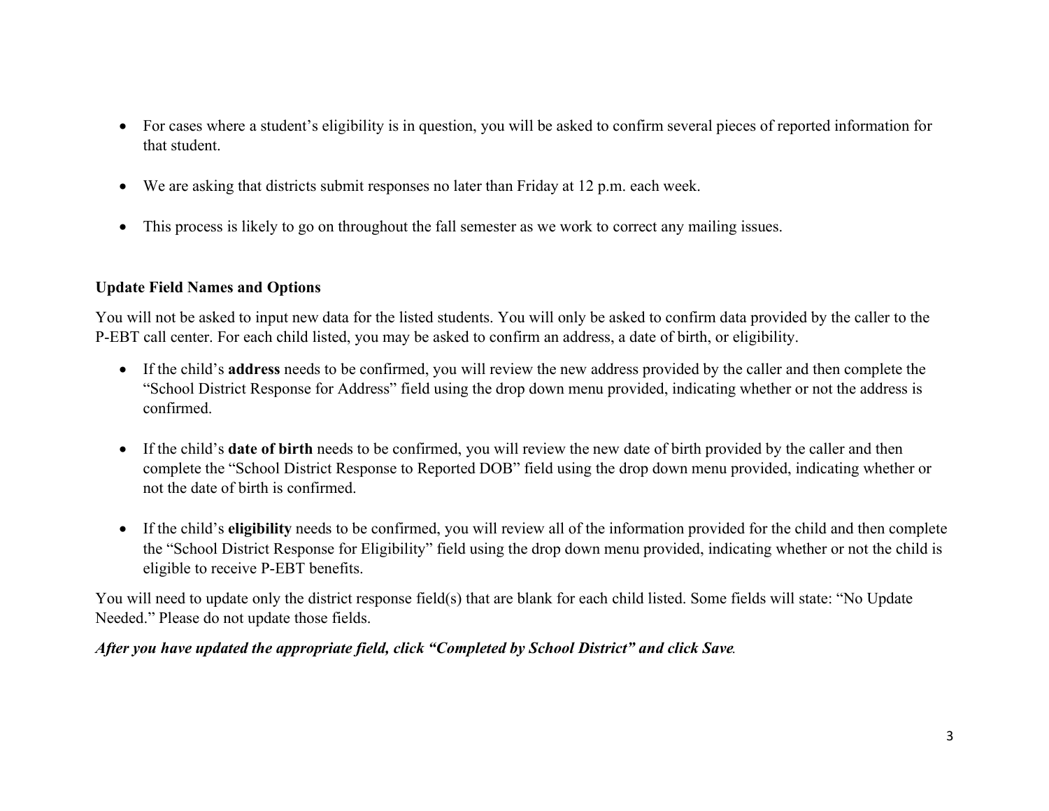- For cases where a student's eligibility is in question, you will be asked to confirm several pieces of reported information for that student.
- We are asking that districts submit responses no later than Friday at 12 p.m. each week.
- This process is likely to go on throughout the fall semester as we work to correct any mailing issues.

**Update Field Names and Options**

You will not be asked to input new data for the listed students. You will only be asked to confirm data provided by the caller to the P-EBT call center. For each child listed, you may be asked to confirm an address, a date of birth, or eligibility.

- If the child's **address** needs to be confirmed, you will review the new address provided by the caller and then complete the "School District Response for Address" field using the drop down menu provided, indicating whether or not the address is confirmed.
- If the child's **date of birth** needs to be confirmed, you will review the new date of birth provided by the caller and then complete the "School District Response to Reported DOB" field using the drop down menu provided, indicating whether or not the date of birth is confirmed.
- If the child's **eligibility** needs to be confirmed, you will review all of the information provided for the child and then complete the "School District Response for Eligibility" field using the drop down menu provided, indicating whether or not the child is eligible to receive P-EBT benefits.

You will need to update only the district response field(s) that are blank for each child listed. Some fields will state: "No Update Needed." Please do not update those fields.

***After you have updated the appropriate field, click "Completed by School District" and click Save.***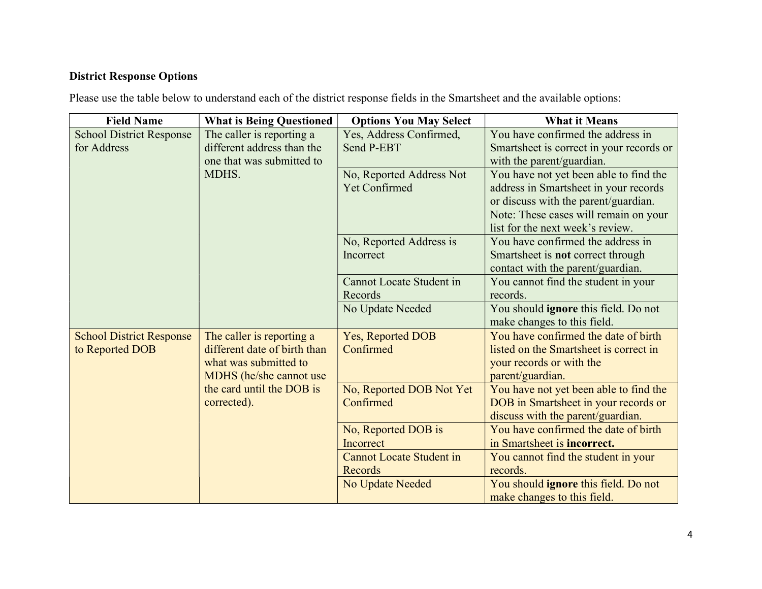**District Response Options**

Please use the table below to understand each of the district response fields in the Smartsheet and the available options:

| Field Name | What is Being Questioned | Options You May Select | What it Means |
|---|---|---|---|
| School District Response for Address | The caller is reporting a different address than the one that was submitted to MDHS. | Yes, Address Confirmed, Send P-EBT | You have confirmed the address in Smartsheet is correct in your records or with the parent/guardian. |
| | | No, Reported Address Not Yet Confirmed | You have not yet been able to find the address in Smartsheet in your records or discuss with the parent/guardian. Note: These cases will remain on your list for the next week's review. |
| | | No, Reported Address is Incorrect | You have confirmed the address in Smartsheet is **not** correct through contact with the parent/guardian. |
| | | Cannot Locate Student in Records | You cannot find the student in your records. |
| | | No Update Needed | You should **ignore** this field. Do not make changes to this field. |
| School District Response to Reported DOB | The caller is reporting a different date of birth than what was submitted to MDHS (he/she cannot use the card until the DOB is corrected). | Yes, Reported DOB Confirmed | You have confirmed the date of birth listed on the Smartsheet is correct in your records or with the parent/guardian. |
| | | No, Reported DOB Not Yet Confirmed | You have not yet been able to find the DOB in Smartsheet in your records or discuss with the parent/guardian. |
| | | No, Reported DOB is Incorrect | You have confirmed the date of birth in Smartsheet is **incorrect.** |
| | | Cannot Locate Student in Records | You cannot find the student in your records. |
| | | No Update Needed | You should **ignore** this field. Do not make changes to this field. |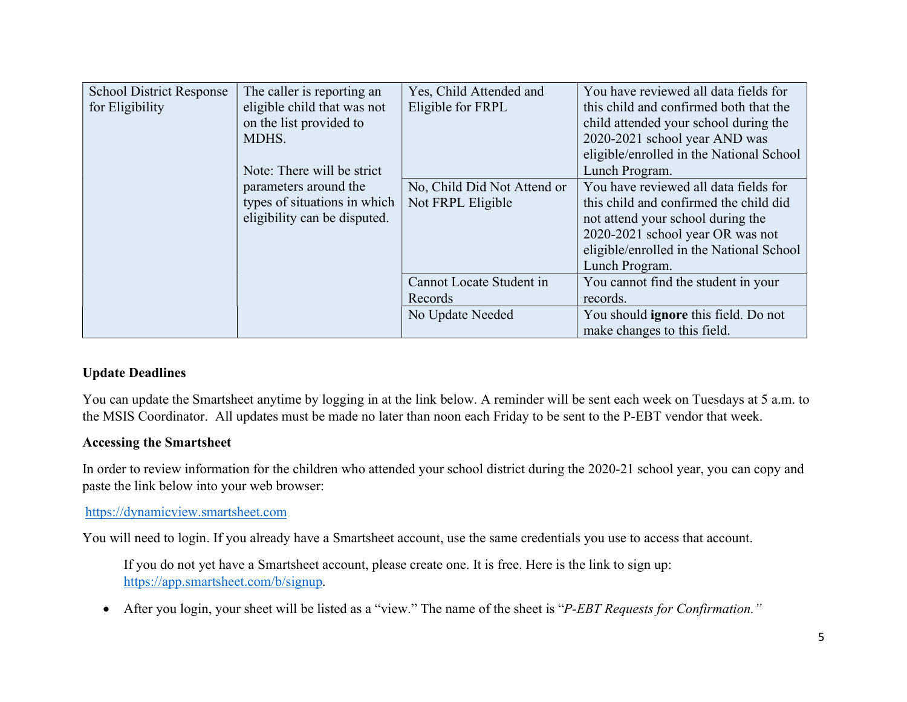| School District Response for Eligibility | The caller is reporting an eligible child that was not on the list provided to MDHS.<br><br>Note: There will be strict parameters around the types of situations in which eligibility can be disputed. | Yes, Child Attended and Eligible for FRPL | You have reviewed all data fields for this child and confirmed both that the child attended your school during the 2020-2021 school year AND was eligible/enrolled in the National School Lunch Program. |
|---|---|---|---|
| | | No, Child Did Not Attend or Not FRPL Eligible | You have reviewed all data fields for this child and confirmed the child did not attend your school during the 2020-2021 school year OR was not eligible/enrolled in the National School Lunch Program. |
| | | Cannot Locate Student in Records | You cannot find the student in your records. |
| | | No Update Needed | You should **ignore** this field. Do not make changes to this field. |

**Update Deadlines**

You can update the Smartsheet anytime by logging in at the link below. A reminder will be sent each week on Tuesdays at 5 a.m. to the MSIS Coordinator. All updates must be made no later than noon each Friday to be sent to the P-EBT vendor that week.

**Accessing the Smartsheet**

In order to review information for the children who attended your school district during the 2020-21 school year, you can copy and paste the link below into your web browser:

https://dynamicview.smartsheet.com

You will need to login. If you already have a Smartsheet account, use the same credentials you use to access that account.

If you do not yet have a Smartsheet account, please create one. It is free. Here is the link to sign up: https://app.smartsheet.com/b/signup.

- After you login, your sheet will be listed as a "view." The name of the sheet is "*P-EBT Requests for Confirmation.*"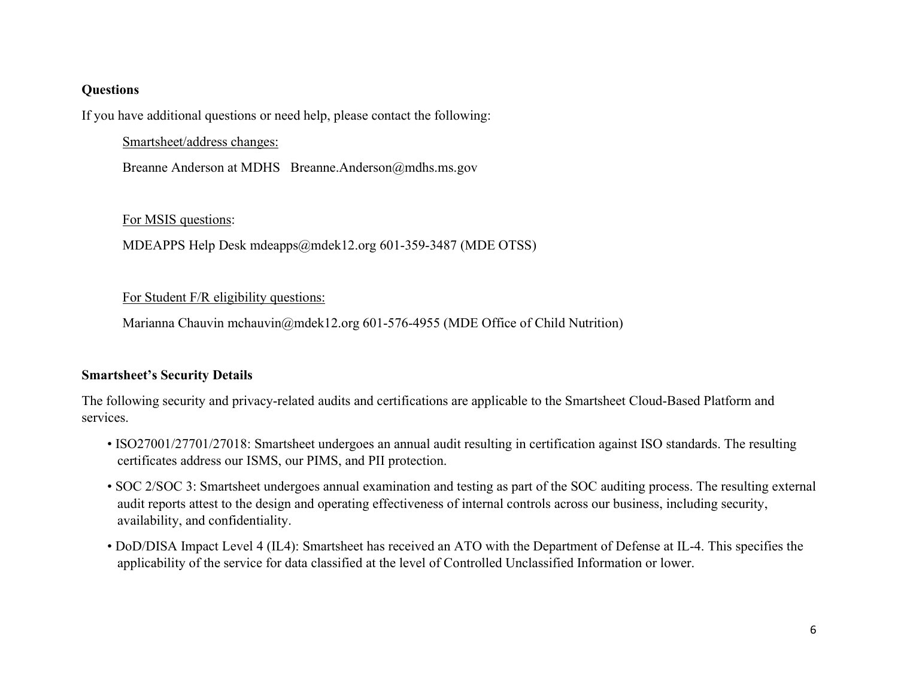**Questions**

If you have additional questions or need help, please contact the following:

Smartsheet/address changes:

Breanne Anderson at MDHS   Breanne.Anderson@mdhs.ms.gov

For MSIS questions:

MDEAPPS Help Desk mdeapps@mdek12.org 601-359-3487 (MDE OTSS)

For Student F/R eligibility questions:

Marianna Chauvin mchauvin@mdek12.org 601-576-4955 (MDE Office of Child Nutrition)

**Smartsheet's Security Details**

The following security and privacy-related audits and certifications are applicable to the Smartsheet Cloud-Based Platform and services.

- ISO27001/27701/27018: Smartsheet undergoes an annual audit resulting in certification against ISO standards. The resulting certificates address our ISMS, our PIMS, and PII protection.
- SOC 2/SOC 3: Smartsheet undergoes annual examination and testing as part of the SOC auditing process. The resulting external audit reports attest to the design and operating effectiveness of internal controls across our business, including security, availability, and confidentiality.
- DoD/DISA Impact Level 4 (IL4): Smartsheet has received an ATO with the Department of Defense at IL-4. This specifies the applicability of the service for data classified at the level of Controlled Unclassified Information or lower.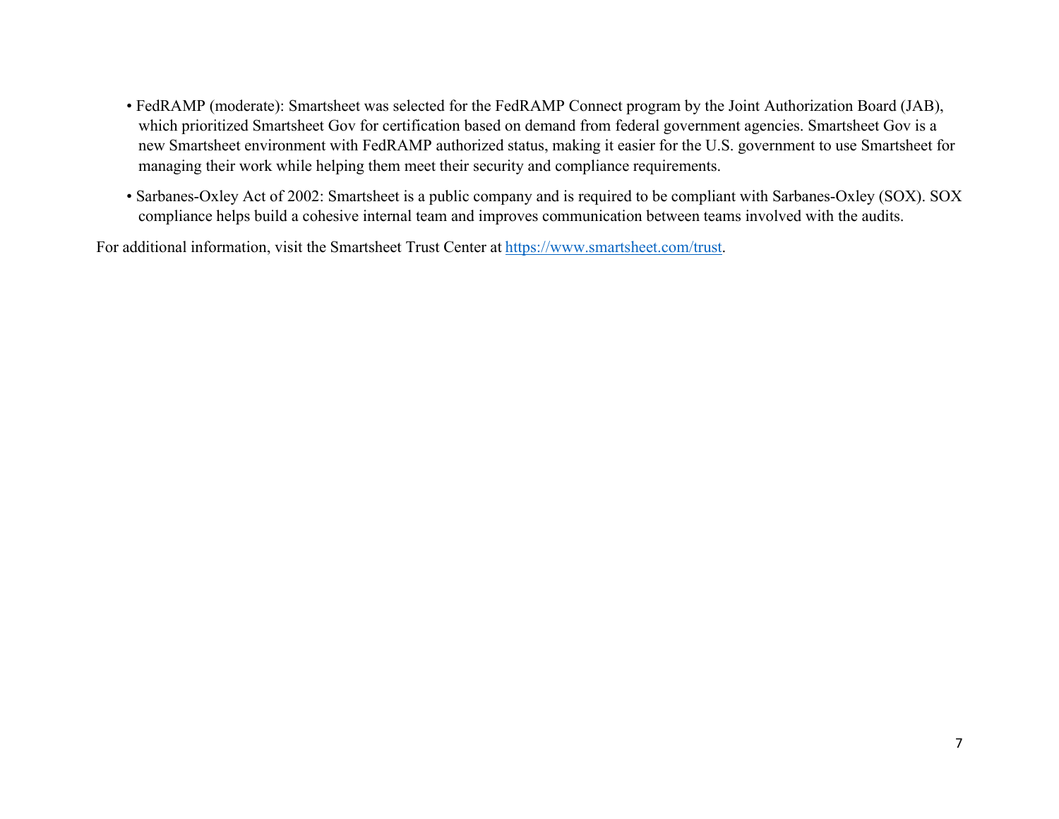- FedRAMP (moderate): Smartsheet was selected for the FedRAMP Connect program by the Joint Authorization Board (JAB), which prioritized Smartsheet Gov for certification based on demand from federal government agencies. Smartsheet Gov is a new Smartsheet environment with FedRAMP authorized status, making it easier for the U.S. government to use Smartsheet for managing their work while helping them meet their security and compliance requirements.
- Sarbanes-Oxley Act of 2002: Smartsheet is a public company and is required to be compliant with Sarbanes-Oxley (SOX). SOX compliance helps build a cohesive internal team and improves communication between teams involved with the audits.

For additional information, visit the Smartsheet Trust Center at [https://www.smartsheet.com/trust](https://www.smartsheet.com/trust).